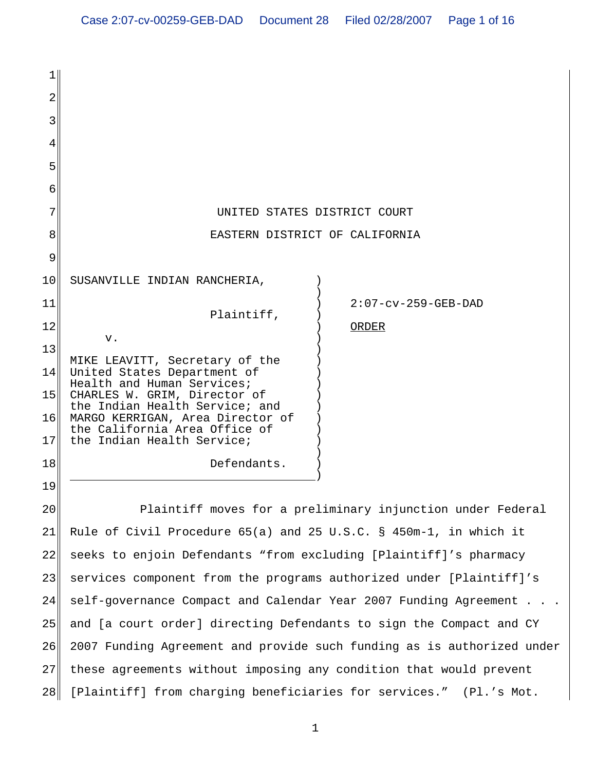UNITED STATES DISTRICT COURT

EASTERN DISTRICT OF CALIFORNIA

SUSANVILLE INDIAN RANCHERIA,

Plaintiff,

v.

MIKE LEAVITT, Secretary of the United States Department of Health and Human Services; CHARLES W. GRIM, Director of the Indian Health Service; and MARGO KERRIGAN, Area Director of the California Area Office of the Indian Health Service;

Defendants.

2:07-cv-259-GEB-DAD

ORDER

Plaintiff moves for a preliminary injunction under Federal Rule of Civil Procedure 65(a) and 25 U.S.C. § 450m-1, in which it seeks to enjoin Defendants "from excluding [Plaintiff]'s pharmacy services component from the programs authorized under [Plaintiff]'s self-governance Compact and Calendar Year 2007 Funding Agreement . . . and [a court order] directing Defendants to sign the Compact and CY 2007 Funding Agreement and provide such funding as is authorized under these agreements without imposing any condition that would prevent [Plaintiff] from charging beneficiaries for services." (Pl.'s Mot.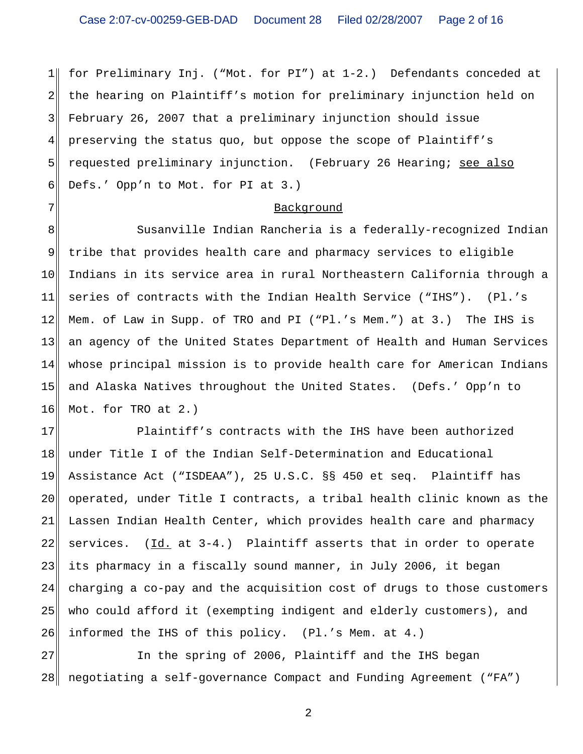for Preliminary Inj. ("Mot. for PI") at 1-2.) Defendants conceded at the hearing on Plaintiff's motion for preliminary injunction held on February 26, 2007 that a preliminary injunction should issue preserving the status quo, but oppose the scope of Plaintiff's requested preliminary injunction. (February 26 Hearing; see also Defs.' Opp'n to Mot. for PI at 3.)

## Background

Susanville Indian Rancheria is a federally-recognized Indian tribe that provides health care and pharmacy services to eligible Indians in its service area in rural Northeastern California through a series of contracts with the Indian Health Service ("IHS"). (Pl.'s Mem. of Law in Supp. of TRO and PI ("Pl.'s Mem.") at 3.) The IHS is an agency of the United States Department of Health and Human Services whose principal mission is to provide health care for American Indians and Alaska Natives throughout the United States. (Defs.' Opp'n to Mot. for TRO at 2.)

Plaintiff's contracts with the IHS have been authorized under Title I of the Indian Self-Determination and Educational Assistance Act ("ISDEAA"), 25 U.S.C. §§ 450 et seq. Plaintiff has operated, under Title I contracts, a tribal health clinic known as the Lassen Indian Health Center, which provides health care and pharmacy services. (Id. at 3-4.) Plaintiff asserts that in order to operate its pharmacy in a fiscally sound manner, in July 2006, it began charging a co-pay and the acquisition cost of drugs to those customers who could afford it (exempting indigent and elderly customers), and informed the IHS of this policy. (Pl.'s Mem. at 4.)

In the spring of 2006, Plaintiff and the IHS began negotiating a self-governance Compact and Funding Agreement ("FA")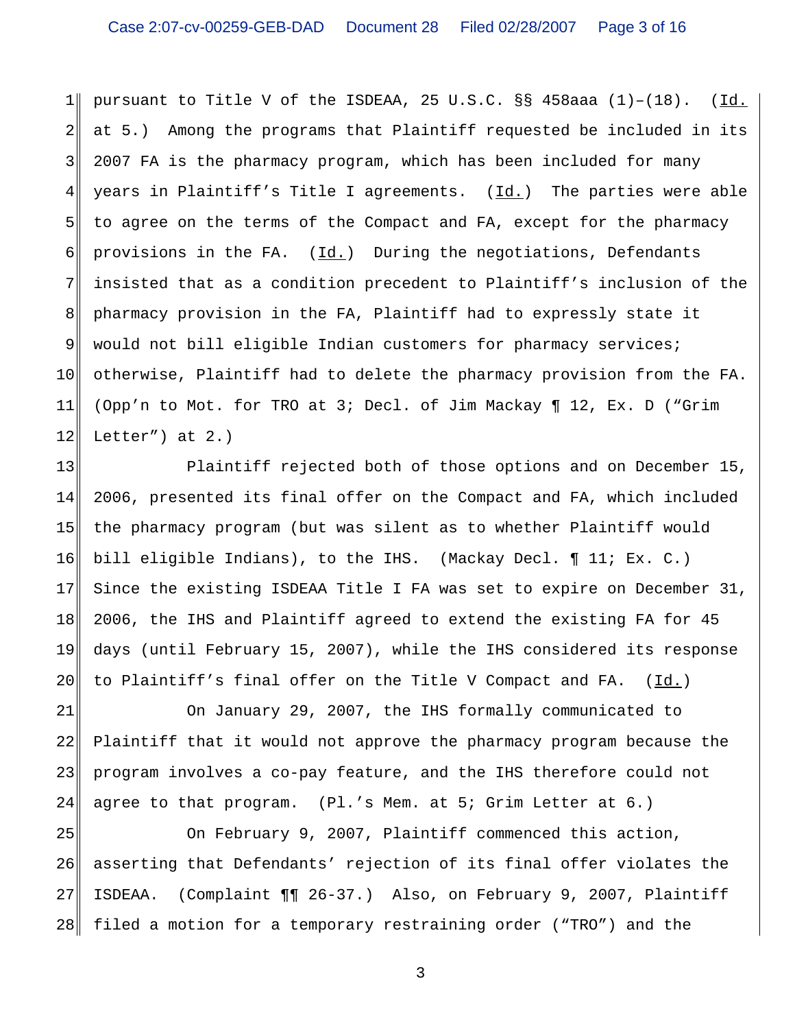pursuant to Title V of the ISDEAA, 25 U.S.C. §§ 458aaa (1)–(18). (Id. at 5.) Among the programs that Plaintiff requested be included in its 2007 FA is the pharmacy program, which has been included for many years in Plaintiff's Title I agreements. (Id.) The parties were able to agree on the terms of the Compact and FA, except for the pharmacy provisions in the FA. (Id.) During the negotiations, Defendants insisted that as a condition precedent to Plaintiff's inclusion of the pharmacy provision in the FA, Plaintiff had to expressly state it would not bill eligible Indian customers for pharmacy services; otherwise, Plaintiff had to delete the pharmacy provision from the FA. (Opp'n to Mot. for TRO at 3; Decl. of Jim Mackay ¶ 12, Ex. D ("Grim Letter") at 2.)

Plaintiff rejected both of those options and on December 15, 2006, presented its final offer on the Compact and FA, which included the pharmacy program (but was silent as to whether Plaintiff would bill eligible Indians), to the IHS. (Mackay Decl. ¶ 11; Ex. C.) Since the existing ISDEAA Title I FA was set to expire on December 31, 2006, the IHS and Plaintiff agreed to extend the existing FA for 45 days (until February 15, 2007), while the IHS considered its response to Plaintiff's final offer on the Title V Compact and FA. (Id.)

On January 29, 2007, the IHS formally communicated to Plaintiff that it would not approve the pharmacy program because the program involves a co-pay feature, and the IHS therefore could not agree to that program. (Pl.'s Mem. at 5; Grim Letter at 6.)

On February 9, 2007, Plaintiff commenced this action, asserting that Defendants' rejection of its final offer violates the ISDEAA. (Complaint ¶¶ 26-37.) Also, on February 9, 2007, Plaintiff filed a motion for a temporary restraining order ("TRO") and the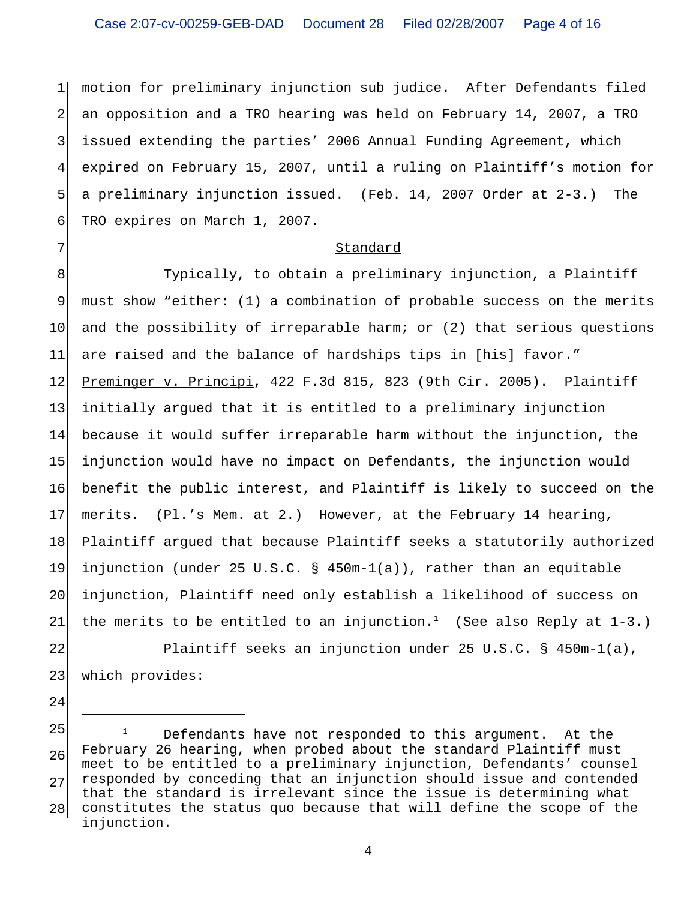motion for preliminary injunction sub judice. After Defendants filed an opposition and a TRO hearing was held on February 14, 2007, a TRO issued extending the parties' 2006 Annual Funding Agreement, which expired on February 15, 2007, until a ruling on Plaintiff's motion for a preliminary injunction issued. (Feb. 14, 2007 Order at 2-3.) The TRO expires on March 1, 2007.

## Standard

Typically, to obtain a preliminary injunction, a Plaintiff must show "either: (1) a combination of probable success on the merits and the possibility of irreparable harm; or (2) that serious questions are raised and the balance of hardships tips in [his] favor." Preminger v. Principi, 422 F.3d 815, 823 (9th Cir. 2005). Plaintiff initially argued that it is entitled to a preliminary injunction because it would suffer irreparable harm without the injunction, the injunction would have no impact on Defendants, the injunction would benefit the public interest, and Plaintiff is likely to succeed on the merits. (Pl.'s Mem. at 2.) However, at the February 14 hearing, Plaintiff argued that because Plaintiff seeks a statutorily authorized injunction (under 25 U.S.C. § 450m-1(a)), rather than an equitable injunction, Plaintiff need only establish a likelihood of success on the merits to be entitled to an injunction.[1] (See also Reply at 1-3.)

Plaintiff seeks an injunction under 25 U.S.C. § 450m-1(a), which provides:

---

[1] Defendants have not responded to this argument. At the February 26 hearing, when probed about the standard Plaintiff must meet to be entitled to a preliminary injunction, Defendants' counsel responded by conceding that an injunction should issue and contended that the standard is irrelevant since the issue is determining what constitutes the status quo because that will define the scope of the injunction.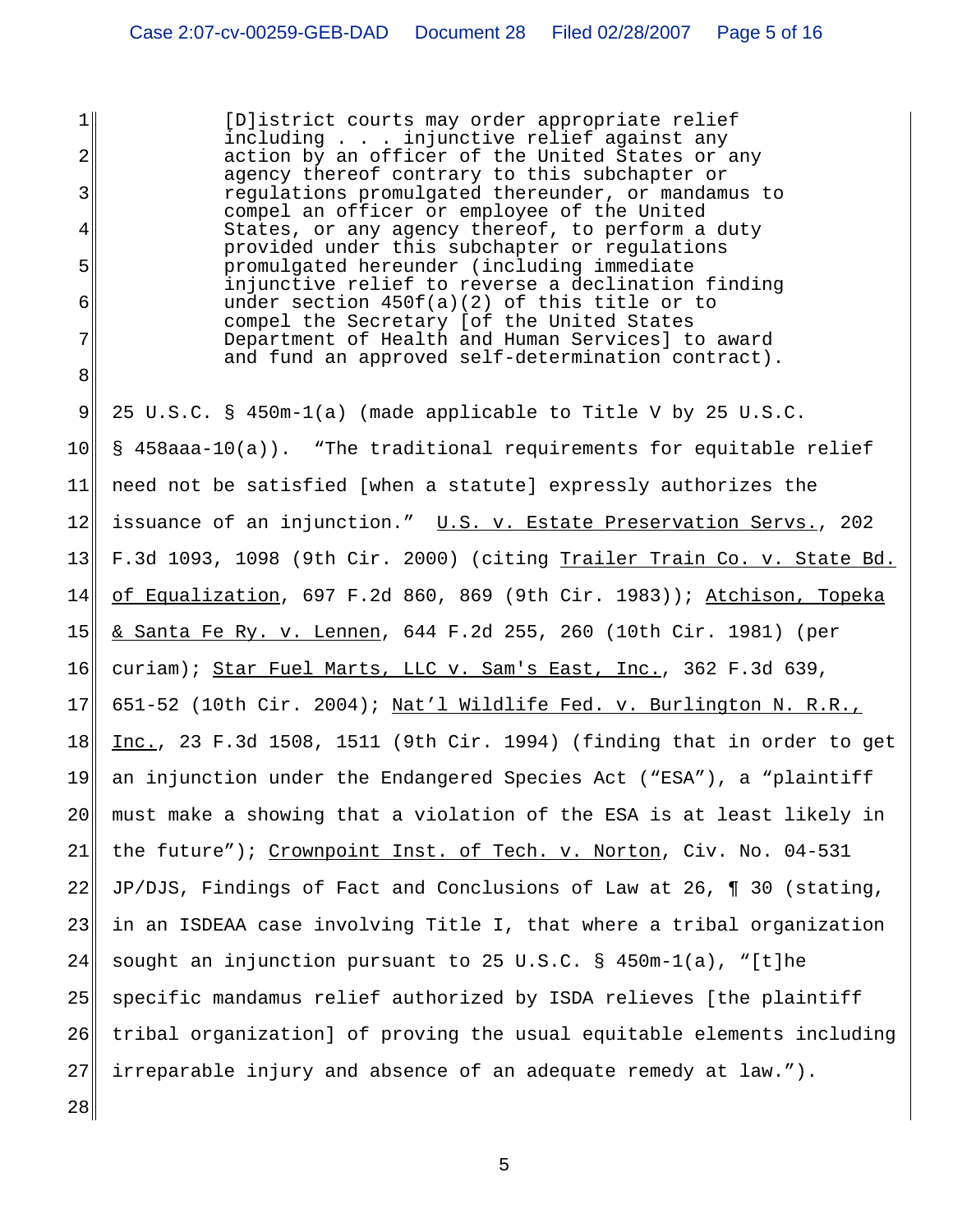> [D]istrict courts may order appropriate relief including . . . injunctive relief against any action by an officer of the United States or any agency thereof contrary to this subchapter or regulations promulgated thereunder, or mandamus to compel an officer or employee of the United States, or any agency thereof, to perform a duty provided under this subchapter or regulations promulgated hereunder (including immediate injunctive relief to reverse a declination finding under section 450f(a)(2) of this title or to compel the Secretary [of the United States Department of Health and Human Services] to award and fund an approved self-determination contract).

25 U.S.C. § 450m-1(a) (made applicable to Title V by 25 U.S.C. § 458aaa-10(a)). "The traditional requirements for equitable relief need not be satisfied [when a statute] expressly authorizes the issuance of an injunction." U.S. v. Estate Preservation Servs., 202 F.3d 1093, 1098 (9th Cir. 2000) (citing Trailer Train Co. v. State Bd. of Equalization, 697 F.2d 860, 869 (9th Cir. 1983)); Atchison, Topeka & Santa Fe Ry. v. Lennen, 644 F.2d 255, 260 (10th Cir. 1981) (per curiam); Star Fuel Marts, LLC v. Sam's East, Inc., 362 F.3d 639, 651-52 (10th Cir. 2004); Nat'l Wildlife Fed. v. Burlington N. R.R., Inc., 23 F.3d 1508, 1511 (9th Cir. 1994) (finding that in order to get an injunction under the Endangered Species Act ("ESA"), a "plaintiff must make a showing that a violation of the ESA is at least likely in the future"); Crownpoint Inst. of Tech. v. Norton, Civ. No. 04-531 JP/DJS, Findings of Fact and Conclusions of Law at 26, ¶ 30 (stating, in an ISDEAA case involving Title I, that where a tribal organization sought an injunction pursuant to 25 U.S.C. § 450m-1(a), "[t]he specific mandamus relief authorized by ISDA relieves [the plaintiff tribal organization] of proving the usual equitable elements including irreparable injury and absence of an adequate remedy at law.").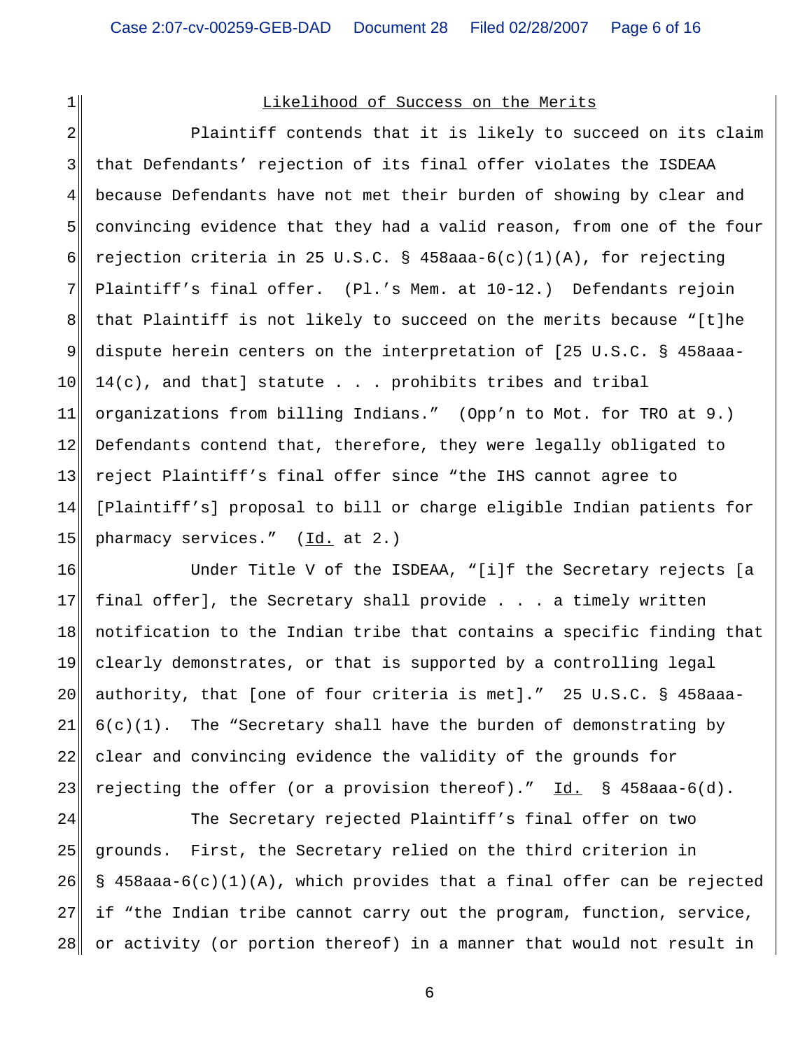Likelihood of Success on the Merits

Plaintiff contends that it is likely to succeed on its claim that Defendants' rejection of its final offer violates the ISDEAA because Defendants have not met their burden of showing by clear and convincing evidence that they had a valid reason, from one of the four rejection criteria in 25 U.S.C. § 458aaa-6(c)(1)(A), for rejecting Plaintiff's final offer. (Pl.'s Mem. at 10-12.) Defendants rejoin that Plaintiff is not likely to succeed on the merits because "[t]he dispute herein centers on the interpretation of [25 U.S.C. § 458aaa-14(c), and that] statute . . . prohibits tribes and tribal organizations from billing Indians." (Opp'n to Mot. for TRO at 9.) Defendants contend that, therefore, they were legally obligated to reject Plaintiff's final offer since "the IHS cannot agree to [Plaintiff's] proposal to bill or charge eligible Indian patients for pharmacy services." (Id. at 2.)

Under Title V of the ISDEAA, "[i]f the Secretary rejects [a final offer], the Secretary shall provide . . . a timely written notification to the Indian tribe that contains a specific finding that clearly demonstrates, or that is supported by a controlling legal authority, that [one of four criteria is met]." 25 U.S.C. § 458aaa-6(c)(1). The "Secretary shall have the burden of demonstrating by clear and convincing evidence the validity of the grounds for rejecting the offer (or a provision thereof)." Id. § 458aaa-6(d).

The Secretary rejected Plaintiff's final offer on two grounds. First, the Secretary relied on the third criterion in § 458aaa-6(c)(1)(A), which provides that a final offer can be rejected if "the Indian tribe cannot carry out the program, function, service, or activity (or portion thereof) in a manner that would not result in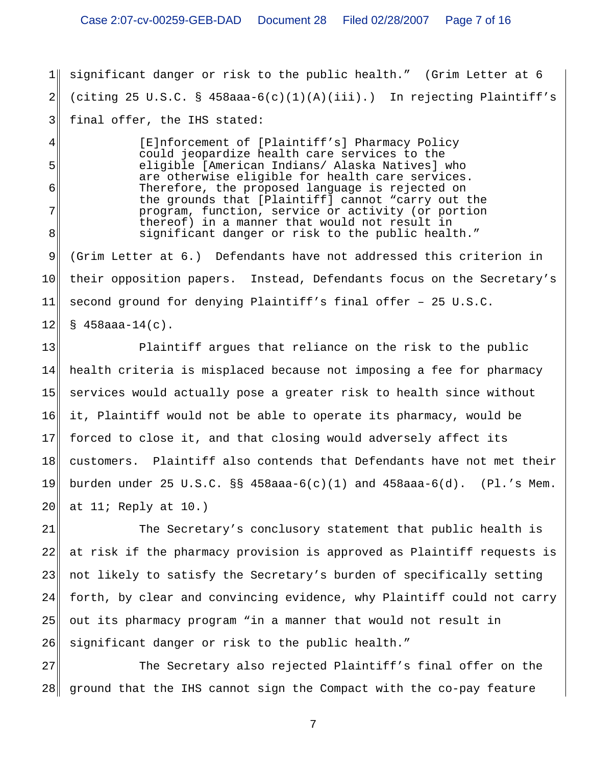significant danger or risk to the public health." (Grim Letter at 6 (citing 25 U.S.C. § 458aaa-6(c)(1)(A)(iii).) In rejecting Plaintiff's final offer, the IHS stated:

> [E]nforcement of [Plaintiff's] Pharmacy Policy could jeopardize health care services to the eligible [American Indians/ Alaska Natives] who are otherwise eligible for health care services. Therefore, the proposed language is rejected on the grounds that [Plaintiff] cannot "carry out the program, function, service or activity (or portion thereof) in a manner that would not result in significant danger or risk to the public health."

(Grim Letter at 6.) Defendants have not addressed this criterion in their opposition papers. Instead, Defendants focus on the Secretary's second ground for denying Plaintiff's final offer – 25 U.S.C. § 458aaa-14(c).

Plaintiff argues that reliance on the risk to the public health criteria is misplaced because not imposing a fee for pharmacy services would actually pose a greater risk to health since without it, Plaintiff would not be able to operate its pharmacy, would be forced to close it, and that closing would adversely affect its customers. Plaintiff also contends that Defendants have not met their burden under 25 U.S.C. §§ 458aaa-6(c)(1) and 458aaa-6(d). (Pl.'s Mem. at 11; Reply at 10.)

The Secretary's conclusory statement that public health is at risk if the pharmacy provision is approved as Plaintiff requests is not likely to satisfy the Secretary's burden of specifically setting forth, by clear and convincing evidence, why Plaintiff could not carry out its pharmacy program "in a manner that would not result in significant danger or risk to the public health."

The Secretary also rejected Plaintiff's final offer on the ground that the IHS cannot sign the Compact with the co-pay feature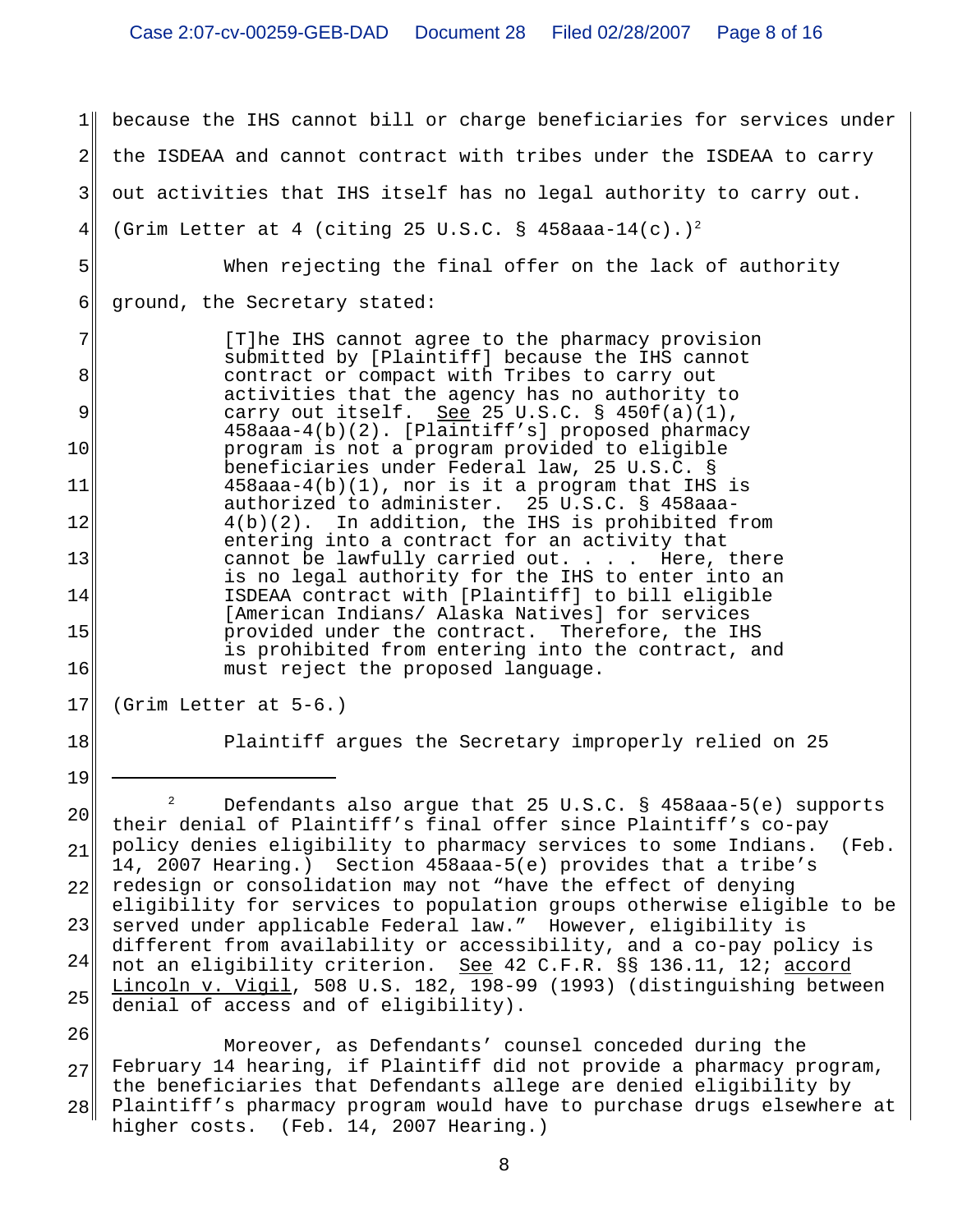because the IHS cannot bill or charge beneficiaries for services under the ISDEAA and cannot contract with tribes under the ISDEAA to carry out activities that IHS itself has no legal authority to carry out. (Grim Letter at 4 (citing 25 U.S.C. § 458aaa-14(c).)[2]

When rejecting the final offer on the lack of authority ground, the Secretary stated:

> [T]he IHS cannot agree to the pharmacy provision submitted by [Plaintiff] because the IHS cannot contract or compact with Tribes to carry out activities that the agency has no authority to carry out itself. See 25 U.S.C. § 450f(a)(1), 458aaa-4(b)(2). [Plaintiff's] proposed pharmacy program is not a program provided to eligible beneficiaries under Federal law, 25 U.S.C. § 458aaa-4(b)(1), nor is it a program that IHS is authorized to administer. 25 U.S.C. § 458aaa-4(b)(2). In addition, the IHS is prohibited from entering into a contract for an activity that cannot be lawfully carried out. . . . Here, there is no legal authority for the IHS to enter into an ISDEAA contract with [Plaintiff] to bill eligible [American Indians/ Alaska Natives] for services provided under the contract. Therefore, the IHS is prohibited from entering into the contract, and must reject the proposed language.

(Grim Letter at 5-6.)

Plaintiff argues the Secretary improperly relied on 25

---

[2] Defendants also argue that 25 U.S.C. § 458aaa-5(e) supports their denial of Plaintiff's final offer since Plaintiff's co-pay policy denies eligibility to pharmacy services to some Indians. (Feb. 14, 2007 Hearing.) Section 458aaa-5(e) provides that a tribe's redesign or consolidation may not "have the effect of denying eligibility for services to population groups otherwise eligible to be served under applicable Federal law." However, eligibility is different from availability or accessibility, and a co-pay policy is not an eligibility criterion. See 42 C.F.R. §§ 136.11, 12; accord Lincoln v. Vigil, 508 U.S. 182, 198-99 (1993) (distinguishing between denial of access and of eligibility).

Moreover, as Defendants' counsel conceded during the February 14 hearing, if Plaintiff did not provide a pharmacy program, the beneficiaries that Defendants allege are denied eligibility by Plaintiff's pharmacy program would have to purchase drugs elsewhere at higher costs. (Feb. 14, 2007 Hearing.)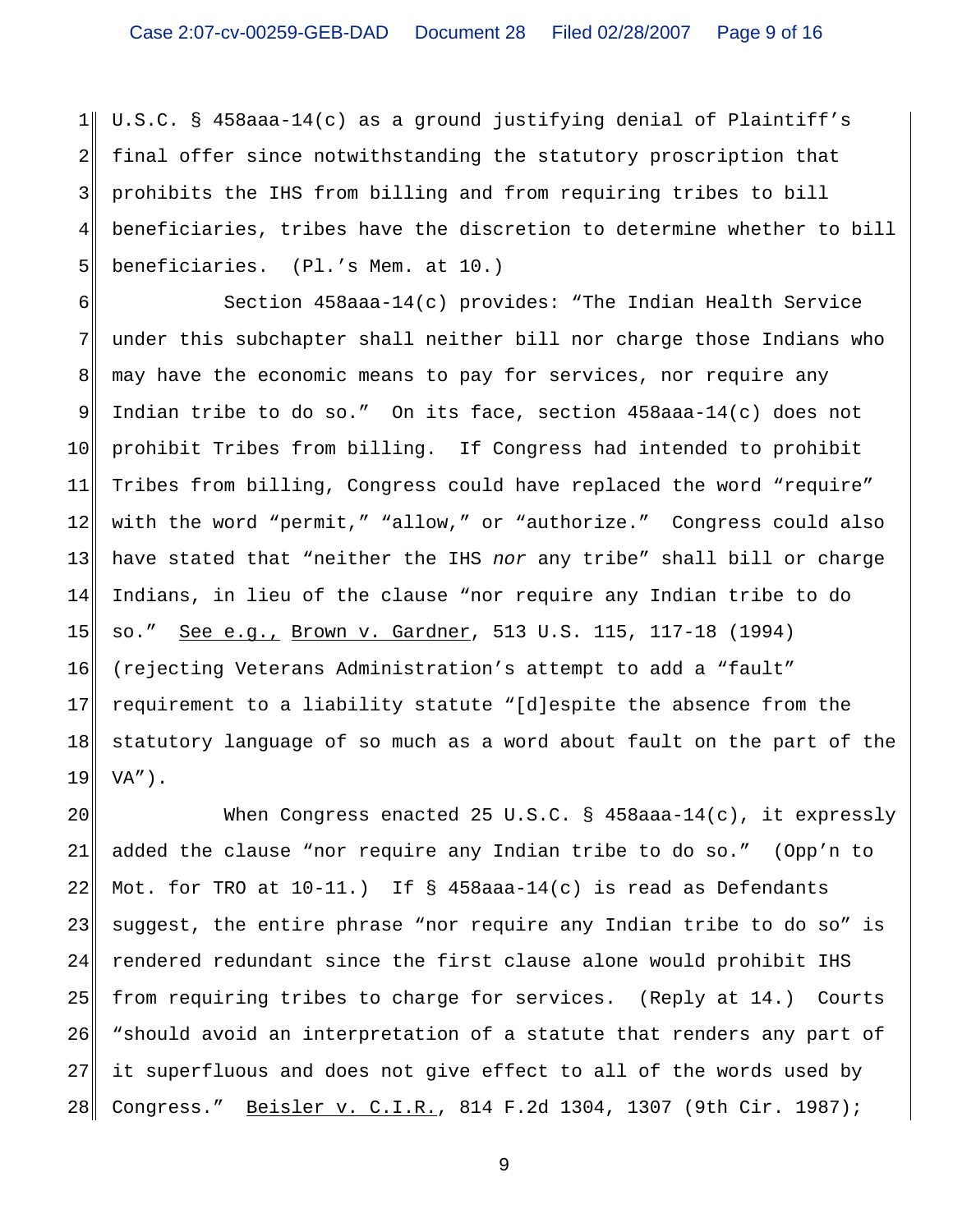U.S.C. § 458aaa-14(c) as a ground justifying denial of Plaintiff's final offer since notwithstanding the statutory proscription that prohibits the IHS from billing and from requiring tribes to bill beneficiaries, tribes have the discretion to determine whether to bill beneficiaries. (Pl.'s Mem. at 10.)

Section 458aaa-14(c) provides: "The Indian Health Service under this subchapter shall neither bill nor charge those Indians who may have the economic means to pay for services, nor require any Indian tribe to do so." On its face, section 458aaa-14(c) does not prohibit Tribes from billing. If Congress had intended to prohibit Tribes from billing, Congress could have replaced the word "require" with the word "permit," "allow," or "authorize." Congress could also have stated that "neither the IHS *nor* any tribe" shall bill or charge Indians, in lieu of the clause "nor require any Indian tribe to do so." See e.g., Brown v. Gardner, 513 U.S. 115, 117-18 (1994) (rejecting Veterans Administration's attempt to add a "fault" requirement to a liability statute "[d]espite the absence from the statutory language of so much as a word about fault on the part of the VA").

When Congress enacted 25 U.S.C. § 458aaa-14(c), it expressly added the clause "nor require any Indian tribe to do so." (Opp'n to Mot. for TRO at 10-11.) If § 458aaa-14(c) is read as Defendants suggest, the entire phrase "nor require any Indian tribe to do so" is rendered redundant since the first clause alone would prohibit IHS from requiring tribes to charge for services. (Reply at 14.) Courts "should avoid an interpretation of a statute that renders any part of it superfluous and does not give effect to all of the words used by Congress." Beisler v. C.I.R., 814 F.2d 1304, 1307 (9th Cir. 1987);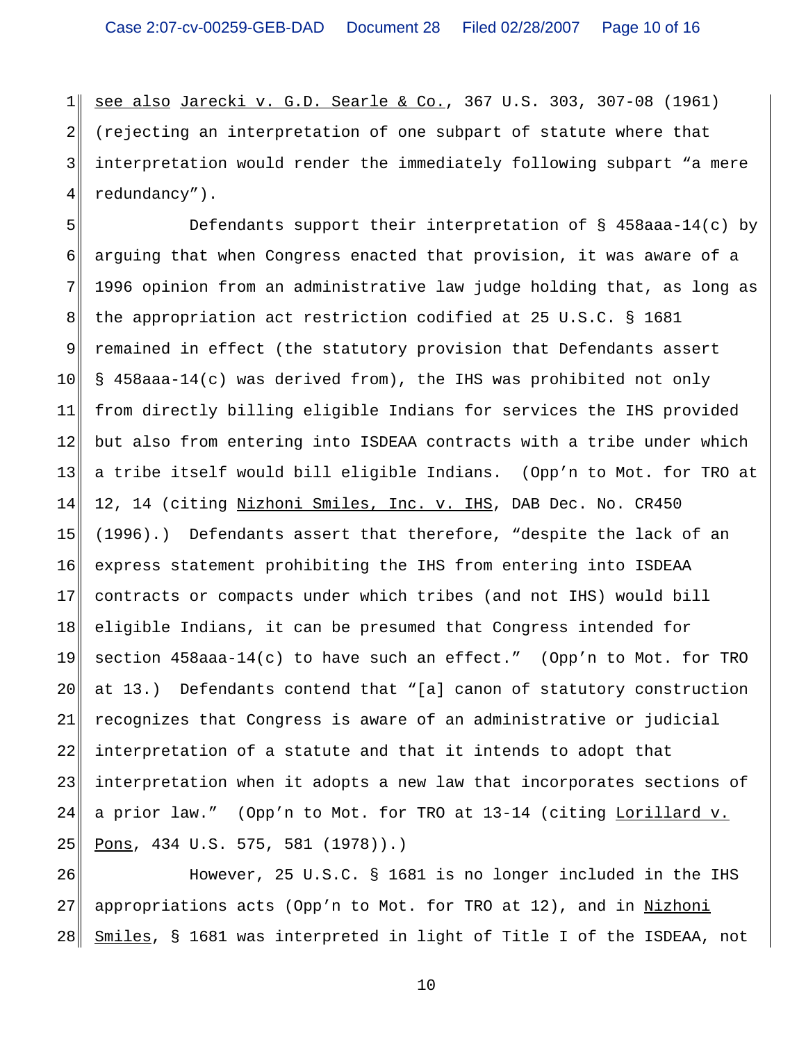see also Jarecki v. G.D. Searle & Co., 367 U.S. 303, 307-08 (1961) (rejecting an interpretation of one subpart of statute where that interpretation would render the immediately following subpart "a mere redundancy").

Defendants support their interpretation of § 458aaa-14(c) by arguing that when Congress enacted that provision, it was aware of a 1996 opinion from an administrative law judge holding that, as long as the appropriation act restriction codified at 25 U.S.C. § 1681 remained in effect (the statutory provision that Defendants assert § 458aaa-14(c) was derived from), the IHS was prohibited not only from directly billing eligible Indians for services the IHS provided but also from entering into ISDEAA contracts with a tribe under which a tribe itself would bill eligible Indians. (Opp'n to Mot. for TRO at 12, 14 (citing Nizhoni Smiles, Inc. v. IHS, DAB Dec. No. CR450 (1996).) Defendants assert that therefore, "despite the lack of an express statement prohibiting the IHS from entering into ISDEAA contracts or compacts under which tribes (and not IHS) would bill eligible Indians, it can be presumed that Congress intended for section 458aaa-14(c) to have such an effect." (Opp'n to Mot. for TRO at 13.) Defendants contend that "[a] canon of statutory construction recognizes that Congress is aware of an administrative or judicial interpretation of a statute and that it intends to adopt that interpretation when it adopts a new law that incorporates sections of a prior law." (Opp'n to Mot. for TRO at 13-14 (citing Lorillard v. Pons, 434 U.S. 575, 581 (1978)).)

However, 25 U.S.C. § 1681 is no longer included in the IHS appropriations acts (Opp'n to Mot. for TRO at 12), and in Nizhoni Smiles, § 1681 was interpreted in light of Title I of the ISDEAA, not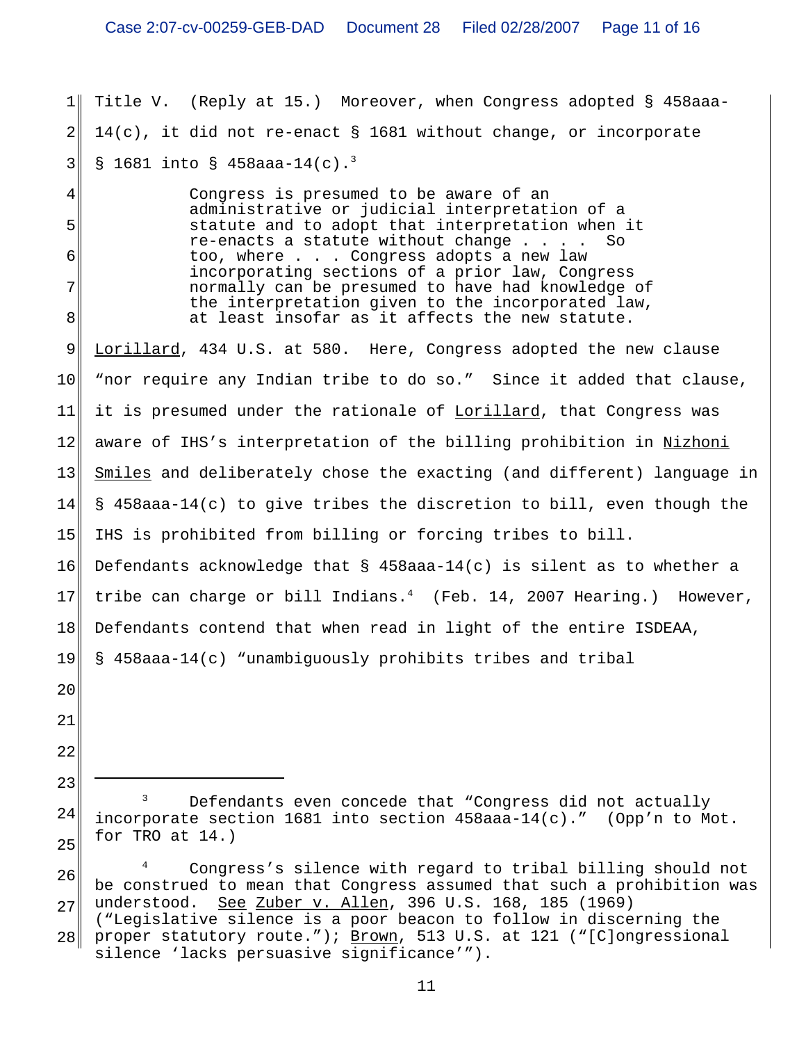Title V. (Reply at 15.) Moreover, when Congress adopted § 458aaa-14(c), it did not re-enact § 1681 without change, or incorporate § 1681 into § 458aaa-14(c).[3]

> Congress is presumed to be aware of an administrative or judicial interpretation of a statute and to adopt that interpretation when it re-enacts a statute without change . . . . So too, where . . . Congress adopts a new law incorporating sections of a prior law, Congress normally can be presumed to have had knowledge of the interpretation given to the incorporated law, at least insofar as it affects the new statute.

Lorillard, 434 U.S. at 580. Here, Congress adopted the new clause "nor require any Indian tribe to do so." Since it added that clause, it is presumed under the rationale of Lorillard, that Congress was aware of IHS's interpretation of the billing prohibition in Nizhoni Smiles and deliberately chose the exacting (and different) language in § 458aaa-14(c) to give tribes the discretion to bill, even though the IHS is prohibited from billing or forcing tribes to bill. Defendants acknowledge that § 458aaa-14(c) is silent as to whether a tribe can charge or bill Indians.[4] (Feb. 14, 2007 Hearing.) However, Defendants contend that when read in light of the entire ISDEAA, § 458aaa-14(c) "unambiguously prohibits tribes and tribal

---

[3] Defendants even concede that "Congress did not actually incorporate section 1681 into section 458aaa-14(c)." (Opp'n to Mot. for TRO at 14.)

[4] Congress's silence with regard to tribal billing should not be construed to mean that Congress assumed that such a prohibition was understood. See Zuber v. Allen, 396 U.S. 168, 185 (1969) ("Legislative silence is a poor beacon to follow in discerning the proper statutory route."); Brown, 513 U.S. at 121 ("[C]ongressional silence 'lacks persuasive significance'").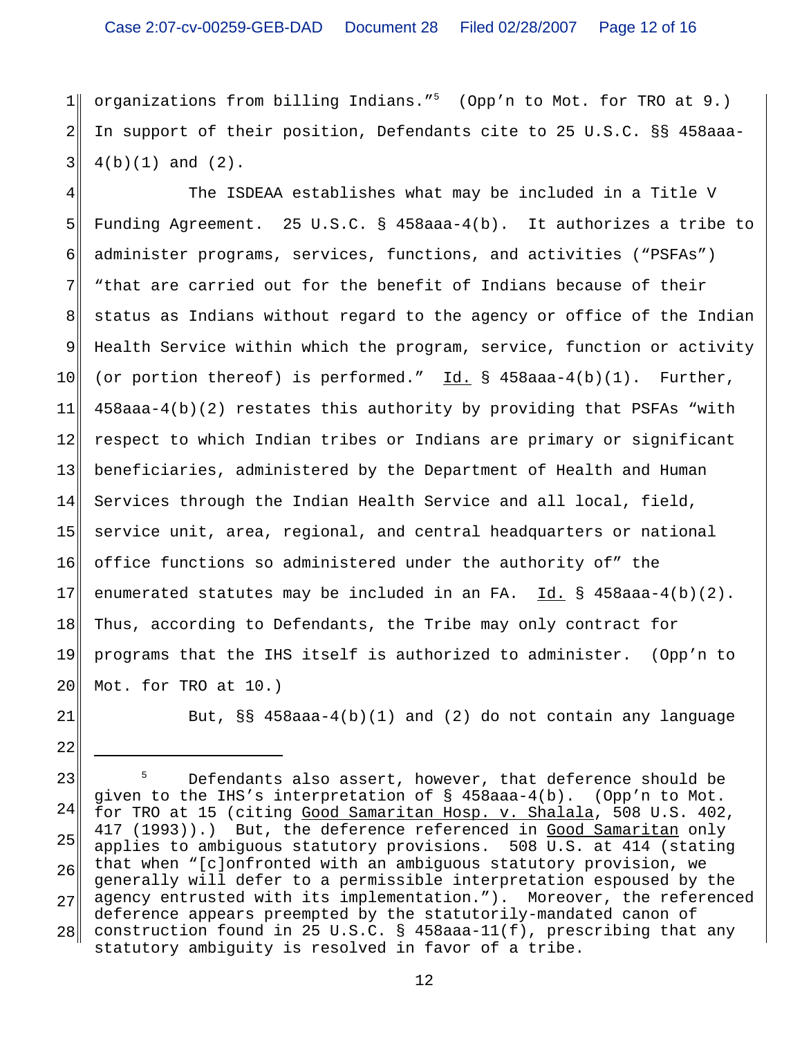organizations from billing Indians."[5] (Opp'n to Mot. for TRO at 9.) In support of their position, Defendants cite to 25 U.S.C. §§ 458aaa-4(b)(1) and (2).

The ISDEAA establishes what may be included in a Title V Funding Agreement. 25 U.S.C. § 458aaa-4(b). It authorizes a tribe to administer programs, services, functions, and activities ("PSFAs") "that are carried out for the benefit of Indians because of their status as Indians without regard to the agency or office of the Indian Health Service within which the program, service, function or activity (or portion thereof) is performed." Id. § 458aaa-4(b)(1). Further, 458aaa-4(b)(2) restates this authority by providing that PSFAs "with respect to which Indian tribes or Indians are primary or significant beneficiaries, administered by the Department of Health and Human Services through the Indian Health Service and all local, field, service unit, area, regional, and central headquarters or national office functions so administered under the authority of" the enumerated statutes may be included in an FA. Id. § 458aaa-4(b)(2). Thus, according to Defendants, the Tribe may only contract for programs that the IHS itself is authorized to administer. (Opp'n to Mot. for TRO at 10.)

But, §§ 458aaa-4(b)(1) and (2) do not contain any language

---

[5] Defendants also assert, however, that deference should be given to the IHS's interpretation of § 458aaa-4(b). (Opp'n to Mot. for TRO at 15 (citing Good Samaritan Hosp. v. Shalala, 508 U.S. 402, 417 (1993)).) But, the deference referenced in Good Samaritan only applies to ambiguous statutory provisions. 508 U.S. at 414 (stating that when "[c]onfronted with an ambiguous statutory provision, we generally will defer to a permissible interpretation espoused by the agency entrusted with its implementation."). Moreover, the referenced deference appears preempted by the statutorily-mandated canon of construction found in 25 U.S.C. § 458aaa-11(f), prescribing that any statutory ambiguity is resolved in favor of a tribe.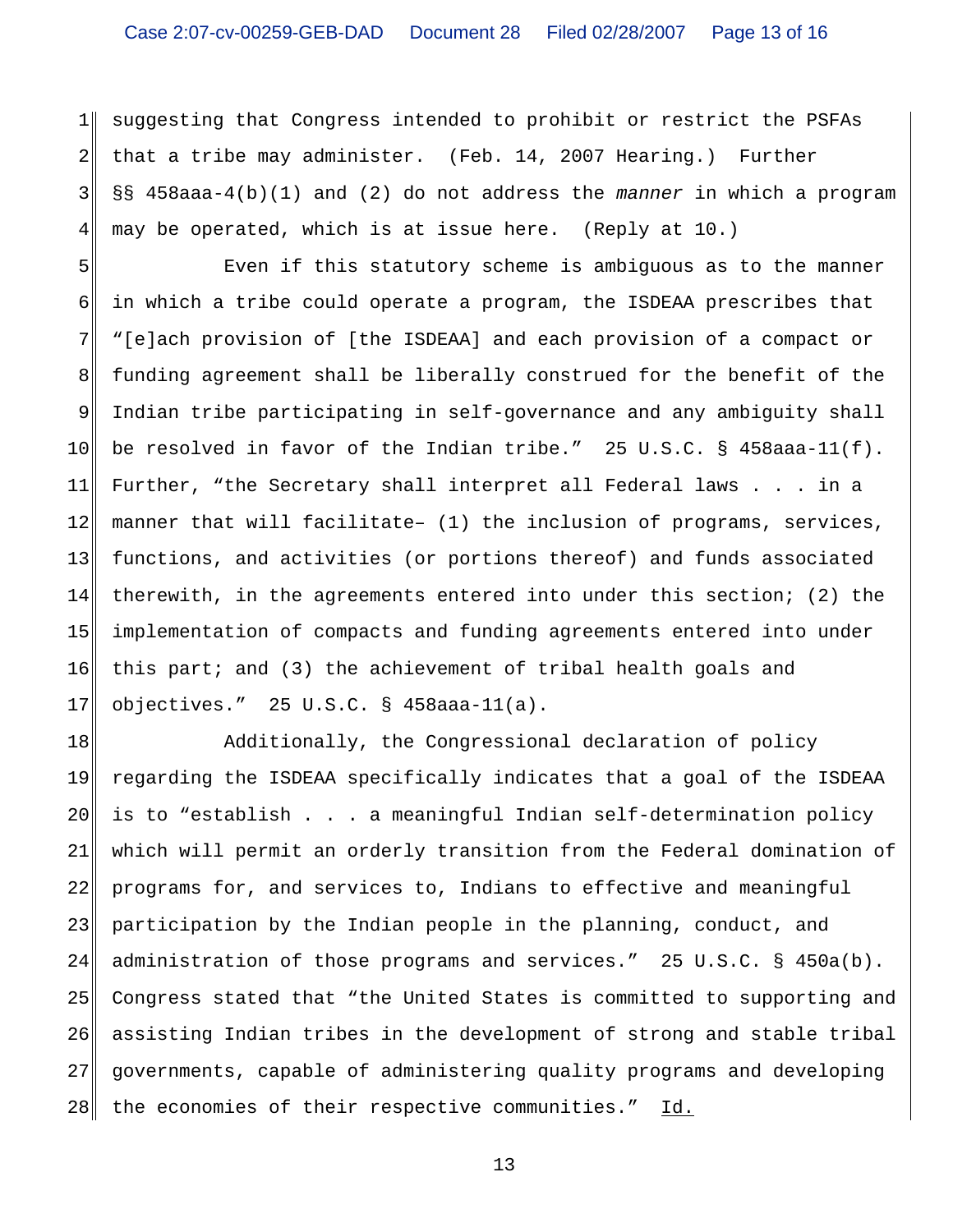suggesting that Congress intended to prohibit or restrict the PSFAs that a tribe may administer. (Feb. 14, 2007 Hearing.) Further §§ 458aaa-4(b)(1) and (2) do not address the *manner* in which a program may be operated, which is at issue here. (Reply at 10.)

Even if this statutory scheme is ambiguous as to the manner in which a tribe could operate a program, the ISDEAA prescribes that "[e]ach provision of [the ISDEAA] and each provision of a compact or funding agreement shall be liberally construed for the benefit of the Indian tribe participating in self-governance and any ambiguity shall be resolved in favor of the Indian tribe." 25 U.S.C. § 458aaa-11(f). Further, "the Secretary shall interpret all Federal laws . . . in a manner that will facilitate– (1) the inclusion of programs, services, functions, and activities (or portions thereof) and funds associated therewith, in the agreements entered into under this section; (2) the implementation of compacts and funding agreements entered into under this part; and (3) the achievement of tribal health goals and objectives." 25 U.S.C. § 458aaa-11(a).

Additionally, the Congressional declaration of policy regarding the ISDEAA specifically indicates that a goal of the ISDEAA is to "establish . . . a meaningful Indian self-determination policy which will permit an orderly transition from the Federal domination of programs for, and services to, Indians to effective and meaningful participation by the Indian people in the planning, conduct, and administration of those programs and services." 25 U.S.C. § 450a(b). Congress stated that "the United States is committed to supporting and assisting Indian tribes in the development of strong and stable tribal governments, capable of administering quality programs and developing the economies of their respective communities." Id.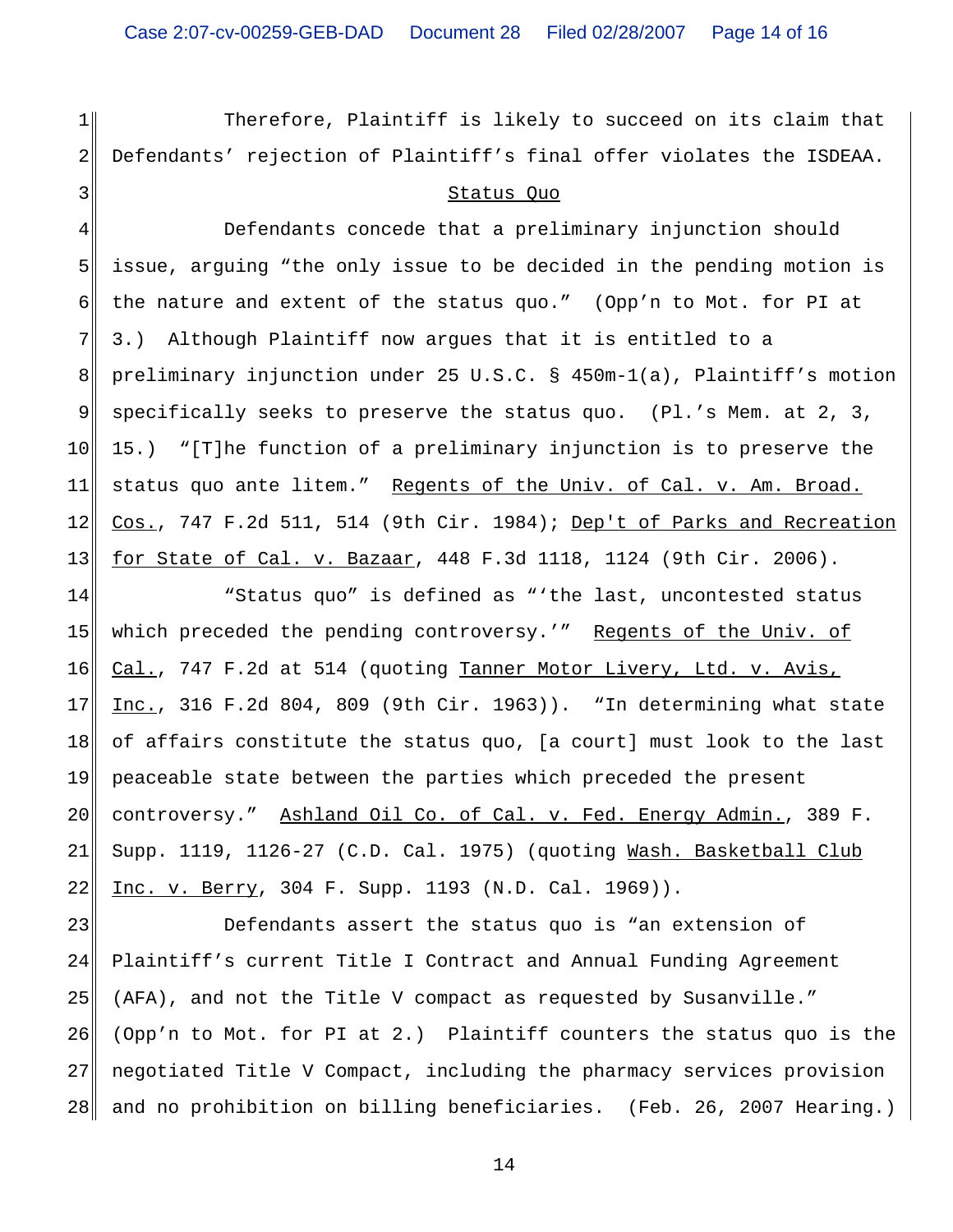Therefore, Plaintiff is likely to succeed on its claim that Defendants' rejection of Plaintiff's final offer violates the ISDEAA.

## Status Quo

Defendants concede that a preliminary injunction should issue, arguing "the only issue to be decided in the pending motion is the nature and extent of the status quo." (Opp'n to Mot. for PI at 3.) Although Plaintiff now argues that it is entitled to a preliminary injunction under 25 U.S.C. § 450m-1(a), Plaintiff's motion specifically seeks to preserve the status quo. (Pl.'s Mem. at 2, 3, 15.) "[T]he function of a preliminary injunction is to preserve the status quo ante litem." Regents of the Univ. of Cal. v. Am. Broad. Cos., 747 F.2d 511, 514 (9th Cir. 1984); Dep't of Parks and Recreation for State of Cal. v. Bazaar, 448 F.3d 1118, 1124 (9th Cir. 2006).

"Status quo" is defined as "'the last, uncontested status which preceded the pending controversy.'" Regents of the Univ. of Cal., 747 F.2d at 514 (quoting Tanner Motor Livery, Ltd. v. Avis, Inc., 316 F.2d 804, 809 (9th Cir. 1963)). "In determining what state of affairs constitute the status quo, [a court] must look to the last peaceable state between the parties which preceded the present controversy." Ashland Oil Co. of Cal. v. Fed. Energy Admin., 389 F. Supp. 1119, 1126-27 (C.D. Cal. 1975) (quoting Wash. Basketball Club Inc. v. Berry, 304 F. Supp. 1193 (N.D. Cal. 1969)).

Defendants assert the status quo is "an extension of Plaintiff's current Title I Contract and Annual Funding Agreement (AFA), and not the Title V compact as requested by Susanville." (Opp'n to Mot. for PI at 2.) Plaintiff counters the status quo is the negotiated Title V Compact, including the pharmacy services provision and no prohibition on billing beneficiaries. (Feb. 26, 2007 Hearing.)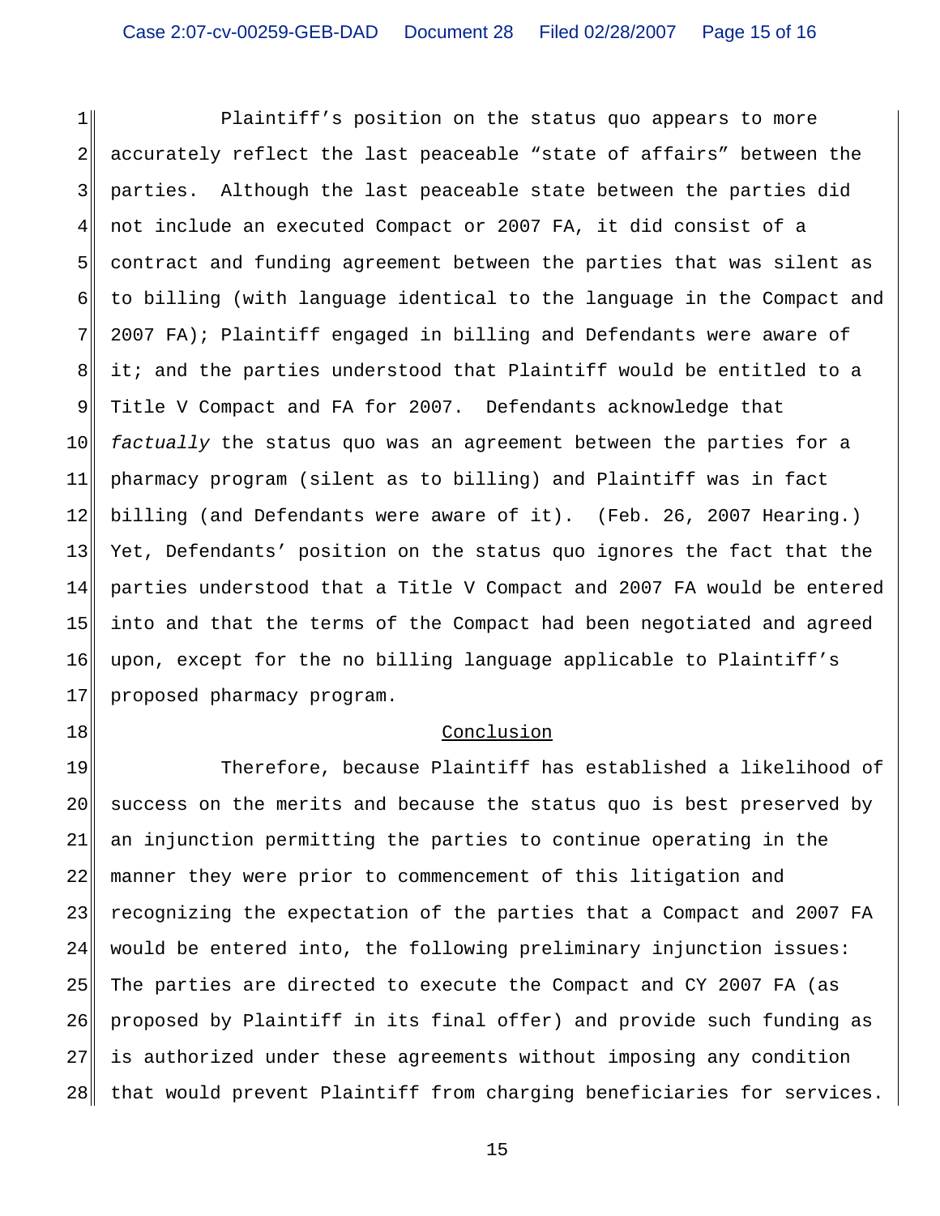Plaintiff's position on the status quo appears to more accurately reflect the last peaceable "state of affairs" between the parties. Although the last peaceable state between the parties did not include an executed Compact or 2007 FA, it did consist of a contract and funding agreement between the parties that was silent as to billing (with language identical to the language in the Compact and 2007 FA); Plaintiff engaged in billing and Defendants were aware of it; and the parties understood that Plaintiff would be entitled to a Title V Compact and FA for 2007. Defendants acknowledge that *factually* the status quo was an agreement between the parties for a pharmacy program (silent as to billing) and Plaintiff was in fact billing (and Defendants were aware of it). (Feb. 26, 2007 Hearing.) Yet, Defendants' position on the status quo ignores the fact that the parties understood that a Title V Compact and 2007 FA would be entered into and that the terms of the Compact had been negotiated and agreed upon, except for the no billing language applicable to Plaintiff's proposed pharmacy program.

## Conclusion

Therefore, because Plaintiff has established a likelihood of success on the merits and because the status quo is best preserved by an injunction permitting the parties to continue operating in the manner they were prior to commencement of this litigation and recognizing the expectation of the parties that a Compact and 2007 FA would be entered into, the following preliminary injunction issues: The parties are directed to execute the Compact and CY 2007 FA (as proposed by Plaintiff in its final offer) and provide such funding as is authorized under these agreements without imposing any condition that would prevent Plaintiff from charging beneficiaries for services.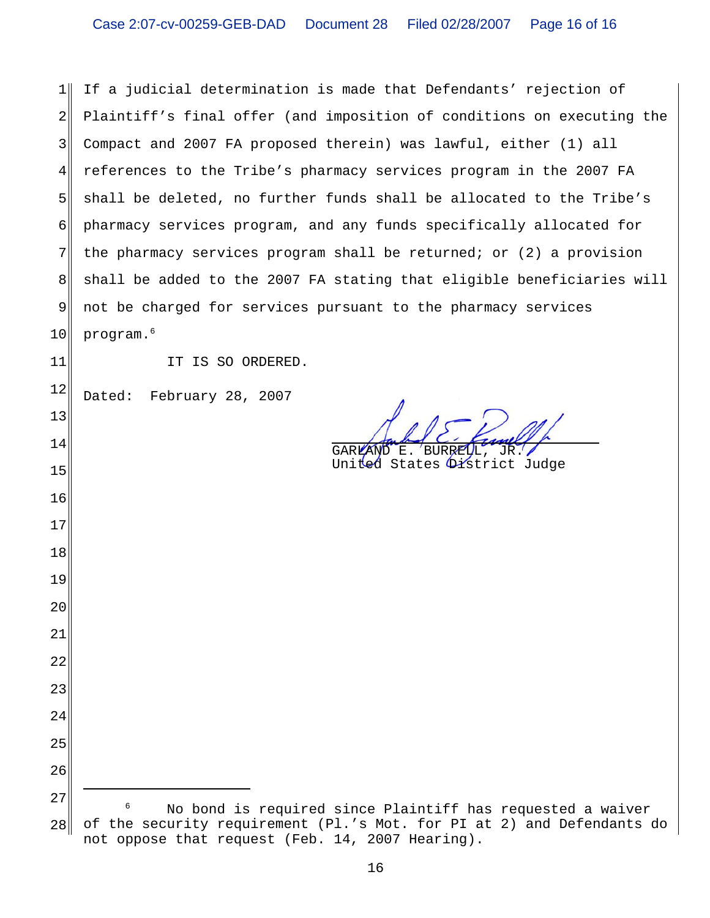If a judicial determination is made that Defendants' rejection of Plaintiff's final offer (and imposition of conditions on executing the Compact and 2007 FA proposed therein) was lawful, either (1) all references to the Tribe's pharmacy services program in the 2007 FA shall be deleted, no further funds shall be allocated to the Tribe's pharmacy services program, and any funds specifically allocated for the pharmacy services program shall be returned; or (2) a provision shall be added to the 2007 FA stating that eligible beneficiaries will not be charged for services pursuant to the pharmacy services program.[6]

IT IS SO ORDERED.

Dated: February 28, 2007

GARLAND E. BURRELL, JR.
United States District Judge

---

[6] No bond is required since Plaintiff has requested a waiver of the security requirement (Pl.'s Mot. for PI at 2) and Defendants do not oppose that request (Feb. 14, 2007 Hearing).